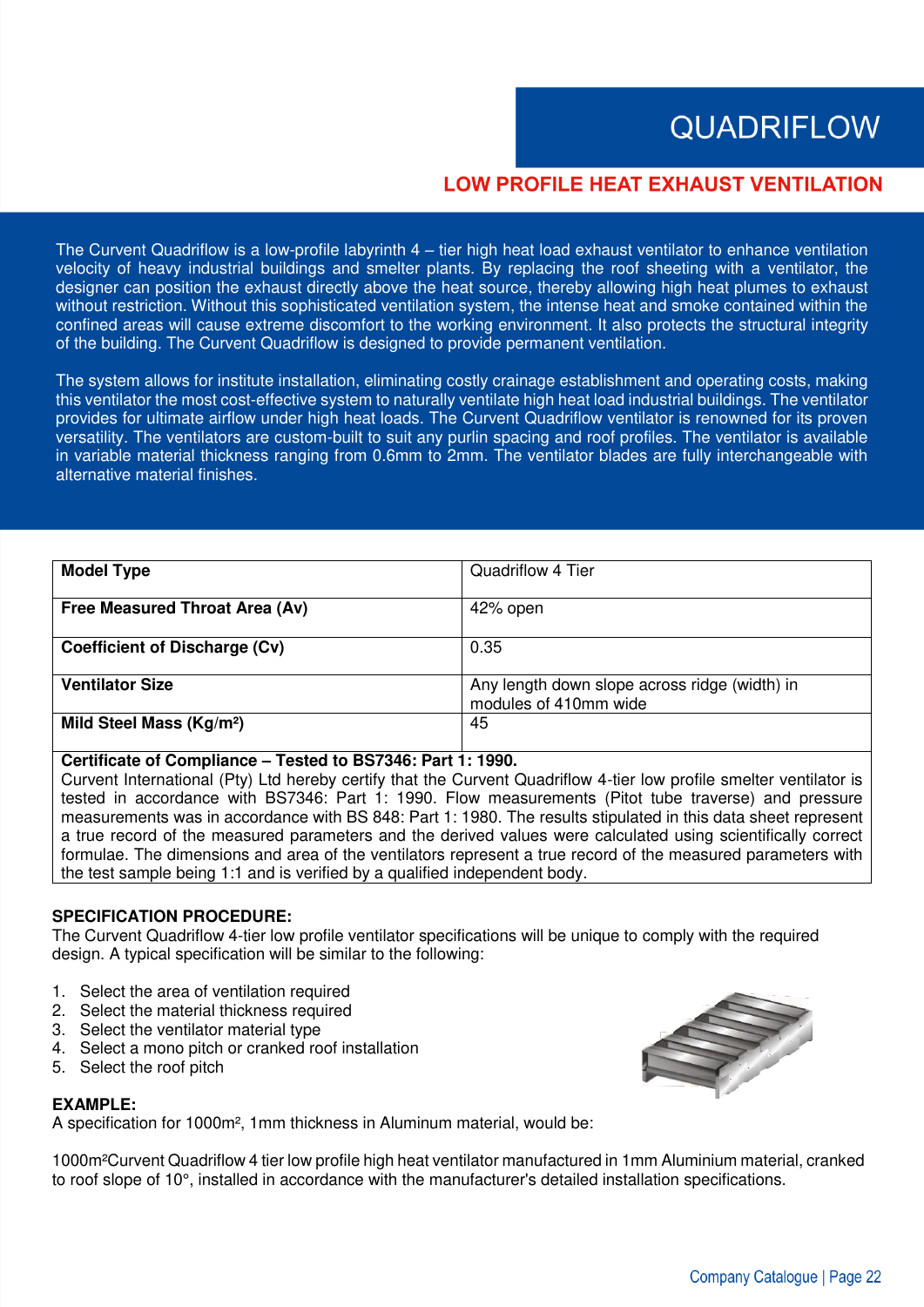# QUADRIFLOW

## LOW PROFILE HEAT EXHAUST VENTILATION

The Curvent Quadriflow is a low-profile labyrinth 4 – tier high heat load exhaust ventilator to enhance ventilation velocity of heavy industrial buildings and smelter plants. By replacing the roof sheeting with a ventilator, the designer can position the exhaust directly above the heat source, thereby allowing high heat plumes to exhaust without restriction. Without this sophisticated ventilation system, the intense heat and smoke contained within the confined areas will cause extreme discomfort to the working environment. It also protects the structural integrity of the building. The Curvent Quadriflow is designed to provide permanent ventilation.

The system allows for institute installation, eliminating costly crainage establishment and operating costs, making this ventilator the most cost-effective system to naturally ventilate high heat load industrial buildings. The ventilator provides for ultimate airflow under high heat loads. The Curvent Quadriflow ventilator is renowned for its proven versatility. The ventilators are custom-built to suit any purlin spacing and roof profiles. The ventilator is available in variable material thickness ranging from 0.6mm to 2mm. The ventilator blades are fully interchangeable with alternative material finishes.

| **Model Type** | Quadriflow 4 Tier |
|---|---|
| **Free Measured Throat Area (Av)** | 42% open |
| **Coefficient of Discharge (Cv)** | 0.35 |
| **Ventilator Size** | Any length down slope across ridge (width) in modules of 410mm wide |
| **Mild Steel Mass (Kg/m²)** | 45 |

**Certificate of Compliance – Tested to BS7346: Part 1: 1990.**
Curvent International (Pty) Ltd hereby certify that the Curvent Quadriflow 4-tier low profile smelter ventilator is tested in accordance with BS7346: Part 1: 1990. Flow measurements (Pitot tube traverse) and pressure measurements was in accordance with BS 848: Part 1: 1980. The results stipulated in this data sheet represent a true record of the measured parameters and the derived values were calculated using scientifically correct formulae. The dimensions and area of the ventilators represent a true record of the measured parameters with the test sample being 1:1 and is verified by a qualified independent body.

**SPECIFICATION PROCEDURE:**
The Curvent Quadriflow 4-tier low profile ventilator specifications will be unique to comply with the required design. A typical specification will be similar to the following:

1. Select the area of ventilation required
2. Select the material thickness required
3. Select the ventilator material type
4. Select a mono pitch or cranked roof installation
5. Select the roof pitch

**EXAMPLE:**
A specification for 1000m², 1mm thickness in Aluminum material, would be:

1000m²Curvent Quadriflow 4 tier low profile high heat ventilator manufactured in 1mm Aluminium material, cranked to roof slope of 10°, installed in accordance with the manufacturer's detailed installation specifications.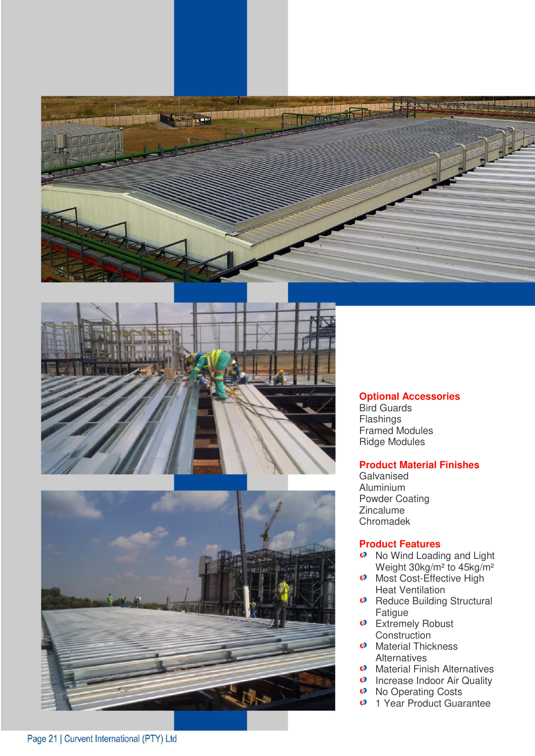## Optional Accessories

Bird Guards
Flashings
Framed Modules
Ridge Modules

## Product Material Finishes

Galvanised
Aluminium
Powder Coating
Zincalume
Chromadek

## Product Features

- No Wind Loading and Light Weight 30kg/m² to 45kg/m²
- Most Cost-Effective High Heat Ventilation
- Reduce Building Structural Fatigue
- Extremely Robust Construction
- Material Thickness Alternatives
- Material Finish Alternatives
- Increase Indoor Air Quality
- No Operating Costs
- 1 Year Product Guarantee